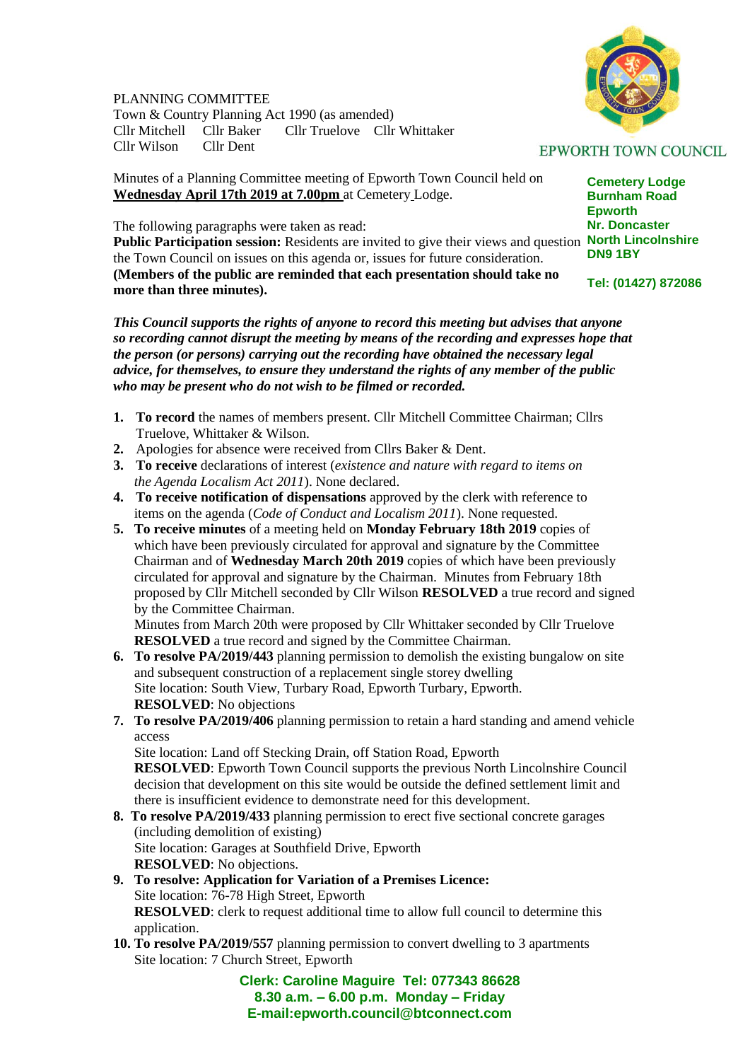PLANNING COMMITTEE
Town & Country Planning Act 1990 (as amended)
Cllr Mitchell Cllr Baker Cllr Truelove Cllr Whittaker
Cllr Wilson Cllr Dent

EPWORTH TOWN COUNCIL

**Cemetery Lodge**
**Burnham Road**
**Epworth**
**Nr. Doncaster**
**North Lincolnshire**
**DN9 1BY**

**Tel: (01427) 872086**

Minutes of a Planning Committee meeting of Epworth Town Council held on **Wednesday April 17th 2019 at 7.00pm** at Cemetery Lodge.

The following paragraphs were taken as read:
**Public Participation session:** Residents are invited to give their views and question the Town Council on issues on this agenda or, issues for future consideration. **(Members of the public are reminded that each presentation should take no more than three minutes).**

***This Council supports the rights of anyone to record this meeting but advises that anyone so recording cannot disrupt the meeting by means of the recording and expresses hope that the person (or persons) carrying out the recording have obtained the necessary legal advice, for themselves, to ensure they understand the rights of any member of the public who may be present who do not wish to be filmed or recorded.***

1. **To record** the names of members present. Cllr Mitchell Committee Chairman; Cllrs Truelove, Whittaker & Wilson.
2. Apologies for absence were received from Cllrs Baker & Dent.
3. **To receive** declarations of interest (*existence and nature with regard to items on the Agenda Localism Act 2011*). None declared.
4. **To receive notification of dispensations** approved by the clerk with reference to items on the agenda (*Code of Conduct and Localism 2011*). None requested.
5. **To receive minutes** of a meeting held on **Monday February 18th 2019** copies of which have been previously circulated for approval and signature by the Committee Chairman and of **Wednesday March 20th 2019** copies of which have been previously circulated for approval and signature by the Chairman. Minutes from February 18th proposed by Cllr Mitchell seconded by Cllr Wilson **RESOLVED** a true record and signed by the Committee Chairman.
   Minutes from March 20th were proposed by Cllr Whittaker seconded by Cllr Truelove **RESOLVED** a true record and signed by the Committee Chairman.
6. **To resolve PA/2019/443** planning permission to demolish the existing bungalow on site and subsequent construction of a replacement single storey dwelling
   Site location: South View, Turbary Road, Epworth Turbary, Epworth.
   **RESOLVED**: No objections
7. **To resolve PA/2019/406** planning permission to retain a hard standing and amend vehicle access
   Site location: Land off Stecking Drain, off Station Road, Epworth
   **RESOLVED**: Epworth Town Council supports the previous North Lincolnshire Council decision that development on this site would be outside the defined settlement limit and there is insufficient evidence to demonstrate need for this development.
8. **To resolve PA/2019/433** planning permission to erect five sectional concrete garages (including demolition of existing)
   Site location: Garages at Southfield Drive, Epworth
   **RESOLVED**: No objections.
9. **To resolve: Application for Variation of a Premises Licence:**
   Site location: 76-78 High Street, Epworth
   **RESOLVED**: clerk to request additional time to allow full council to determine this application.
10. **To resolve PA/2019/557** planning permission to convert dwelling to 3 apartments
    Site location: 7 Church Street, Epworth

**Clerk: Caroline Maguire Tel: 077343 86628**
**8.30 a.m. – 6.00 p.m. Monday – Friday**
**E-mail:epworth.council@btconnect.com**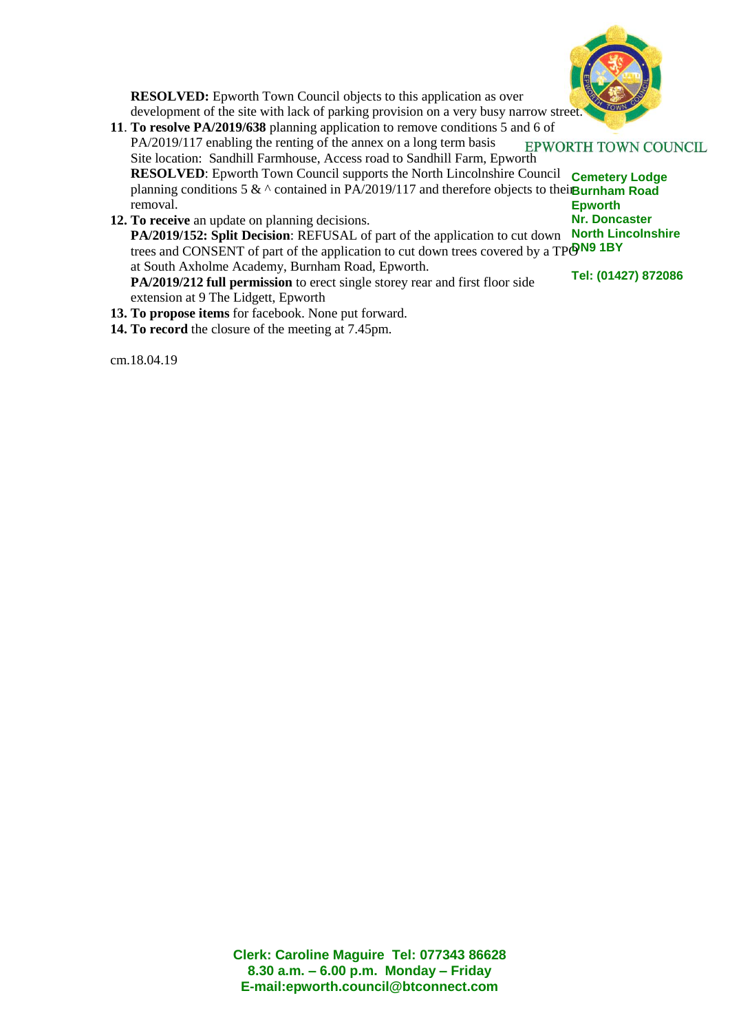**RESOLVED:** Epworth Town Council objects to this application as over development of the site with lack of parking provision on a very busy narrow street.

EPWORTH TOWN COUNCIL

**Cemetery Lodge**
**Burnham Road**
**Epworth**
**Nr. Doncaster**
**North Lincolnshire**
**DN9 1BY**

**Tel: (01427) 872086**

11. **To resolve PA/2019/638** planning application to remove conditions 5 and 6 of PA/2019/117 enabling the renting of the annex on a long term basis
    Site location: Sandhill Farmhouse, Access road to Sandhill Farm, Epworth
    **RESOLVED**: Epworth Town Council supports the North Lincolnshire Council planning conditions 5 & ^ contained in PA/2019/117 and therefore objects to their removal.
12. **To receive** an update on planning decisions.
    **PA/2019/152: Split Decision**: REFUSAL of part of the application to cut down trees and CONSENT of part of the application to cut down trees covered by a TPO at South Axholme Academy, Burnham Road, Epworth.
    **PA/2019/212 full permission** to erect single storey rear and first floor side extension at 9 The Lidgett, Epworth
13. **To propose items** for facebook. None put forward.
14. **To record** the closure of the meeting at 7.45pm.

cm.18.04.19

**Clerk: Caroline Maguire Tel: 077343 86628**
**8.30 a.m. – 6.00 p.m. Monday – Friday**
**E-mail:epworth.council@btconnect.com**